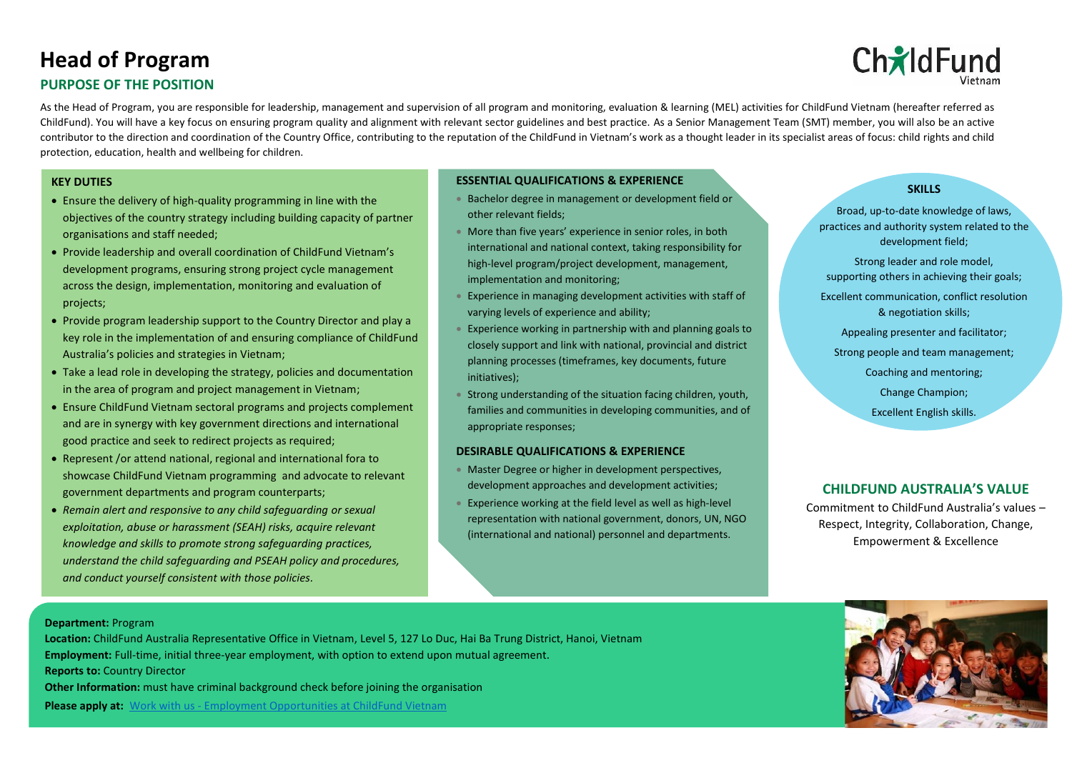# Head of Program

## PURPOSE OF THE POSITION

As the Head of Program, you are responsible for leadership, management and supervision of all program and monitoring, evaluation & learning (MEL) activities for ChildFund Vietnam (hereafter referred as ChildFund). You will have a key focus on ensuring program quality and alignment with relevant sector guidelines and best practice. As a Senior Management Team (SMT) member, you will also be an active contributor to the direction and coordination of the Country Office, contributing to the reputation of the ChildFund in Vietnam's work as a thought leader in its specialist areas of focus: child rights and child protection, education, health and wellbeing for children.

### KEY DUTIES

- Ensure the delivery of high-quality programming in line with the objectives of the country strategy including building capacity of partner organisations and staff needed;
- Provide leadership and overall coordination of ChildFund Vietnam's development programs, ensuring strong project cycle management across the design, implementation, monitoring and evaluation of projects;
- Provide program leadership support to the Country Director and play a key role in the implementation of and ensuring compliance of ChildFund Australia's policies and strategies in Vietnam;
- Take a lead role in developing the strategy, policies and documentation in the area of program and project management in Vietnam;
- Ensure ChildFund Vietnam sectoral programs and projects complement and are in synergy with key government directions and international good practice and seek to redirect projects as required;
- Represent /or attend national, regional and international fora to showcase ChildFund Vietnam programming and advocate to relevant government departments and program counterparts;
- *Remain alert and responsive to any child safeguarding or sexual exploitation, abuse or harassment (SEAH) risks, acquire relevant knowledge and skills to promote strong safeguarding practices, understand the child safeguarding and PSEAH policy and procedures, and conduct yourself consistent with those policies.*

### ESSENTIAL QUALIFICATIONS & EXPERIENCE

- Bachelor degree in management or development field or other relevant fields;
- More than five years' experience in senior roles, in both international and national context, taking responsibility for high-level program/project development, management, implementation and monitoring;
- Experience in managing development activities with staff of varying levels of experience and ability;
- Experience working in partnership with and planning goals to closely support and link with national, provincial and district planning processes (timeframes, key documents, future initiatives);
- Strong understanding of the situation facing children, youth, families and communities in developing communities, and of appropriate responses;

### DESIRABLE QUALIFICATIONS & EXPERIENCE

- Master Degree or higher in development perspectives, development approaches and development activities;
- Experience working at the field level as well as high-level representation with national government, donors, UN, NGO (international and national) personnel and departments.

### SKILLS

Broad, up-to-date knowledge of laws, practices and authority system related to the development field;

Strong leader and role model, supporting others in achieving their goals;

Excellent communication, conflict resolution & negotiation skills;

Appealing presenter and facilitator;

Strong people and team management;

Coaching and mentoring;

Change Champion;

Excellent English skills.

### CHILDFUND AUSTRALIA'S VALUE

Commitment to ChildFund Australia's values – Respect, Integrity, Collaboration, Change, Empowerment & Excellence

**Department:** Program
**Location:** ChildFund Australia Representative Office in Vietnam, Level 5, 127 Lo Duc, Hai Ba Trung District, Hanoi, Vietnam
**Employment:** Full-time, initial three-year employment, with option to extend upon mutual agreement.
**Reports to:** Country Director
**Other Information:** must have criminal background check before joining the organisation
**Please apply at:** Work with us - Employment Opportunities at ChildFund Vietnam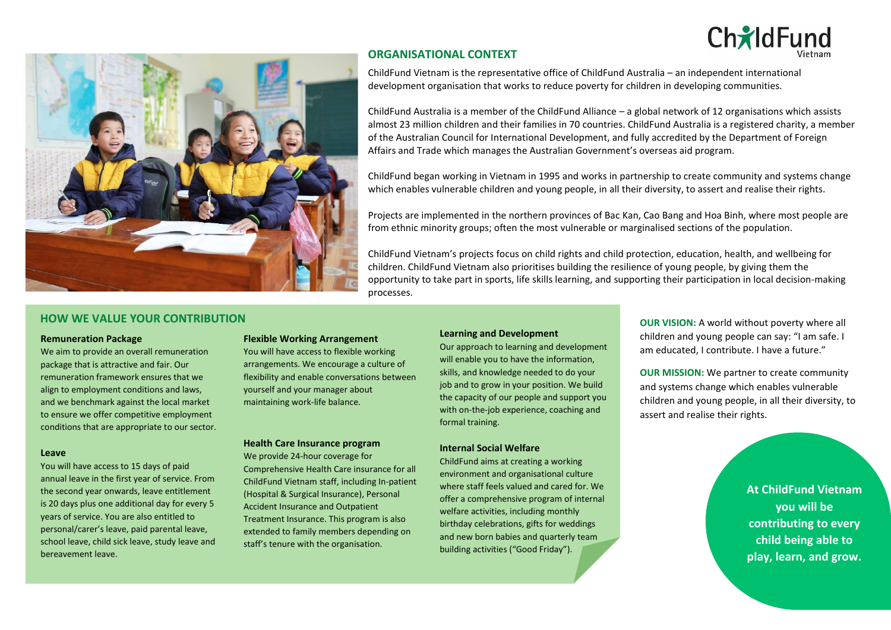## ORGANISATIONAL CONTEXT

ChildFund Vietnam is the representative office of ChildFund Australia – an independent international development organisation that works to reduce poverty for children in developing communities.

ChildFund Australia is a member of the ChildFund Alliance – a global network of 12 organisations which assists almost 23 million children and their families in 70 countries. ChildFund Australia is a registered charity, a member of the Australian Council for International Development, and fully accredited by the Department of Foreign Affairs and Trade which manages the Australian Government's overseas aid program.

ChildFund began working in Vietnam in 1995 and works in partnership to create community and systems change which enables vulnerable children and young people, in all their diversity, to assert and realise their rights.

Projects are implemented in the northern provinces of Bac Kan, Cao Bang and Hoa Binh, where most people are from ethnic minority groups; often the most vulnerable or marginalised sections of the population.

ChildFund Vietnam's projects focus on child rights and child protection, education, health, and wellbeing for children. ChildFund Vietnam also prioritises building the resilience of young people, by giving them the opportunity to take part in sports, life skills learning, and supporting their participation in local decision-making processes.

## HOW WE VALUE YOUR CONTRIBUTION

**Remuneration Package**

We aim to provide an overall remuneration package that is attractive and fair. Our remuneration framework ensures that we align to employment conditions and laws, and we benchmark against the local market to ensure we offer competitive employment conditions that are appropriate to our sector.

**Leave**

You will have access to 15 days of paid annual leave in the first year of service. From the second year onwards, leave entitlement is 20 days plus one additional day for every 5 years of service. You are also entitled to personal/carer's leave, paid parental leave, school leave, child sick leave, study leave and bereavement leave.

**Flexible Working Arrangement**

You will have access to flexible working arrangements. We encourage a culture of flexibility and enable conversations between yourself and your manager about maintaining work-life balance.

**Health Care Insurance program**

We provide 24-hour coverage for Comprehensive Health Care insurance for all ChildFund Vietnam staff, including In-patient (Hospital & Surgical Insurance), Personal Accident Insurance and Outpatient Treatment Insurance. This program is also extended to family members depending on staff's tenure with the organisation.

**Learning and Development**

Our approach to learning and development will enable you to have the information, skills, and knowledge needed to do your job and to grow in your position. We build the capacity of our people and support you with on-the-job experience, coaching and formal training.

**Internal Social Welfare**

ChildFund aims at creating a working environment and organisational culture where staff feels valued and cared for. We offer a comprehensive program of internal welfare activities, including monthly birthday celebrations, gifts for weddings and new born babies and quarterly team building activities ("Good Friday").

**OUR VISION:** A world without poverty where all children and young people can say: "I am safe. I am educated, I contribute. I have a future."

**OUR MISSION:** We partner to create community and systems change which enables vulnerable children and young people, in all their diversity, to assert and realise their rights.

**At ChildFund Vietnam you will be contributing to every child being able to play, learn, and grow.**